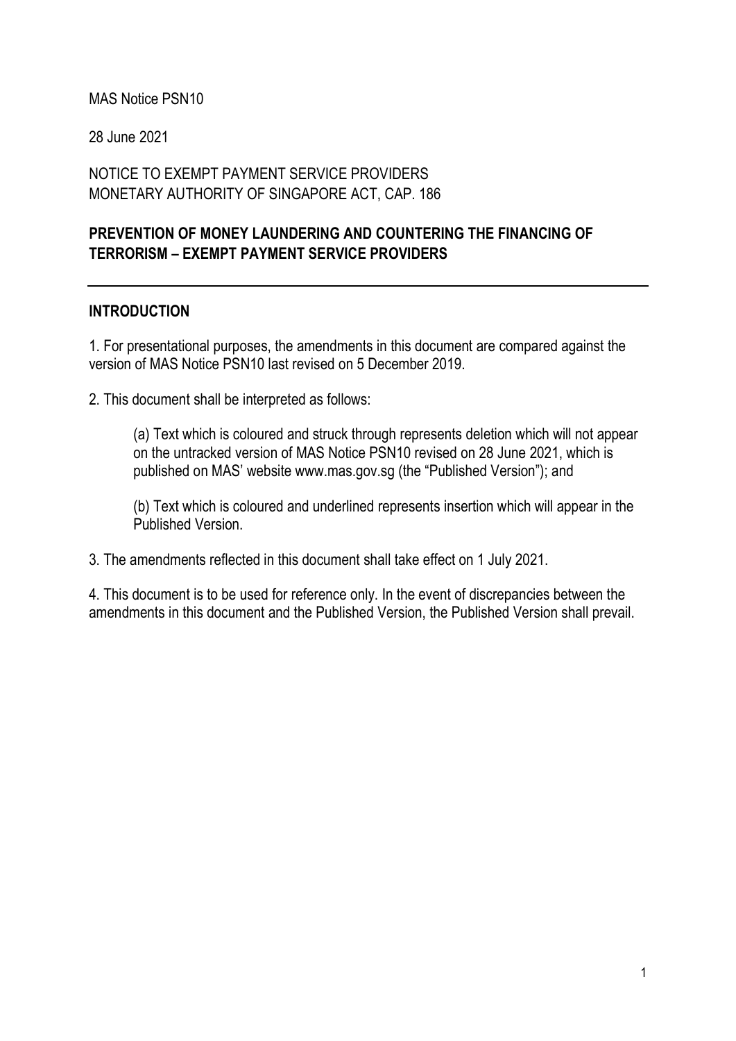MAS Notice PSN10

28 June 2021

NOTICE TO EXEMPT PAYMENT SERVICE PROVIDERS
MONETARY AUTHORITY OF SINGAPORE ACT, CAP. 186

**PREVENTION OF MONEY LAUNDERING AND COUNTERING THE FINANCING OF TERRORISM – EXEMPT PAYMENT SERVICE PROVIDERS**

---

## INTRODUCTION

1. For presentational purposes, the amendments in this document are compared against the version of MAS Notice PSN10 last revised on 5 December 2019.

2. This document shall be interpreted as follows:

   (a) Text which is coloured and struck through represents deletion which will not appear on the untracked version of MAS Notice PSN10 revised on 28 June 2021, which is published on MAS' website www.mas.gov.sg (the "Published Version"); and

   (b) Text which is coloured and underlined represents insertion which will appear in the Published Version.

3. The amendments reflected in this document shall take effect on 1 July 2021.

4. This document is to be used for reference only. In the event of discrepancies between the amendments in this document and the Published Version, the Published Version shall prevail.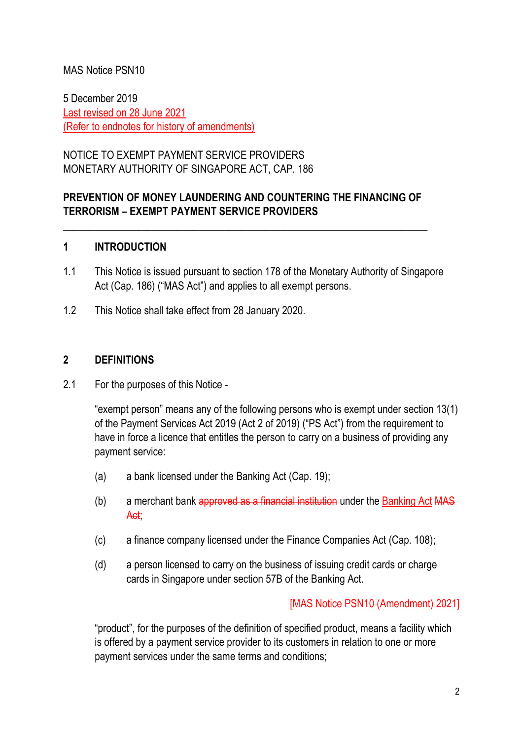MAS Notice PSN10

5 December 2019
Last revised on 28 June 2021
(Refer to endnotes for history of amendments)

NOTICE TO EXEMPT PAYMENT SERVICE PROVIDERS
MONETARY AUTHORITY OF SINGAPORE ACT, CAP. 186

**PREVENTION OF MONEY LAUNDERING AND COUNTERING THE FINANCING OF TERRORISM – EXEMPT PAYMENT SERVICE PROVIDERS**

---

## 1 INTRODUCTION

1.1 This Notice is issued pursuant to section 178 of the Monetary Authority of Singapore Act (Cap. 186) ("MAS Act") and applies to all exempt persons.

1.2 This Notice shall take effect from 28 January 2020.

## 2 DEFINITIONS

2.1 For the purposes of this Notice -

"exempt person" means any of the following persons who is exempt under section 13(1) of the Payment Services Act 2019 (Act 2 of 2019) ("PS Act") from the requirement to have in force a licence that entitles the person to carry on a business of providing any payment service:

(a) a bank licensed under the Banking Act (Cap. 19);

(b) a merchant bank ~~approved as a financial institution~~ under the Banking Act ~~MAS Act~~;

(c) a finance company licensed under the Finance Companies Act (Cap. 108);

(d) a person licensed to carry on the business of issuing credit cards or charge cards in Singapore under section 57B of the Banking Act.

[MAS Notice PSN10 (Amendment) 2021]

"product", for the purposes of the definition of specified product, means a facility which is offered by a payment service provider to its customers in relation to one or more payment services under the same terms and conditions;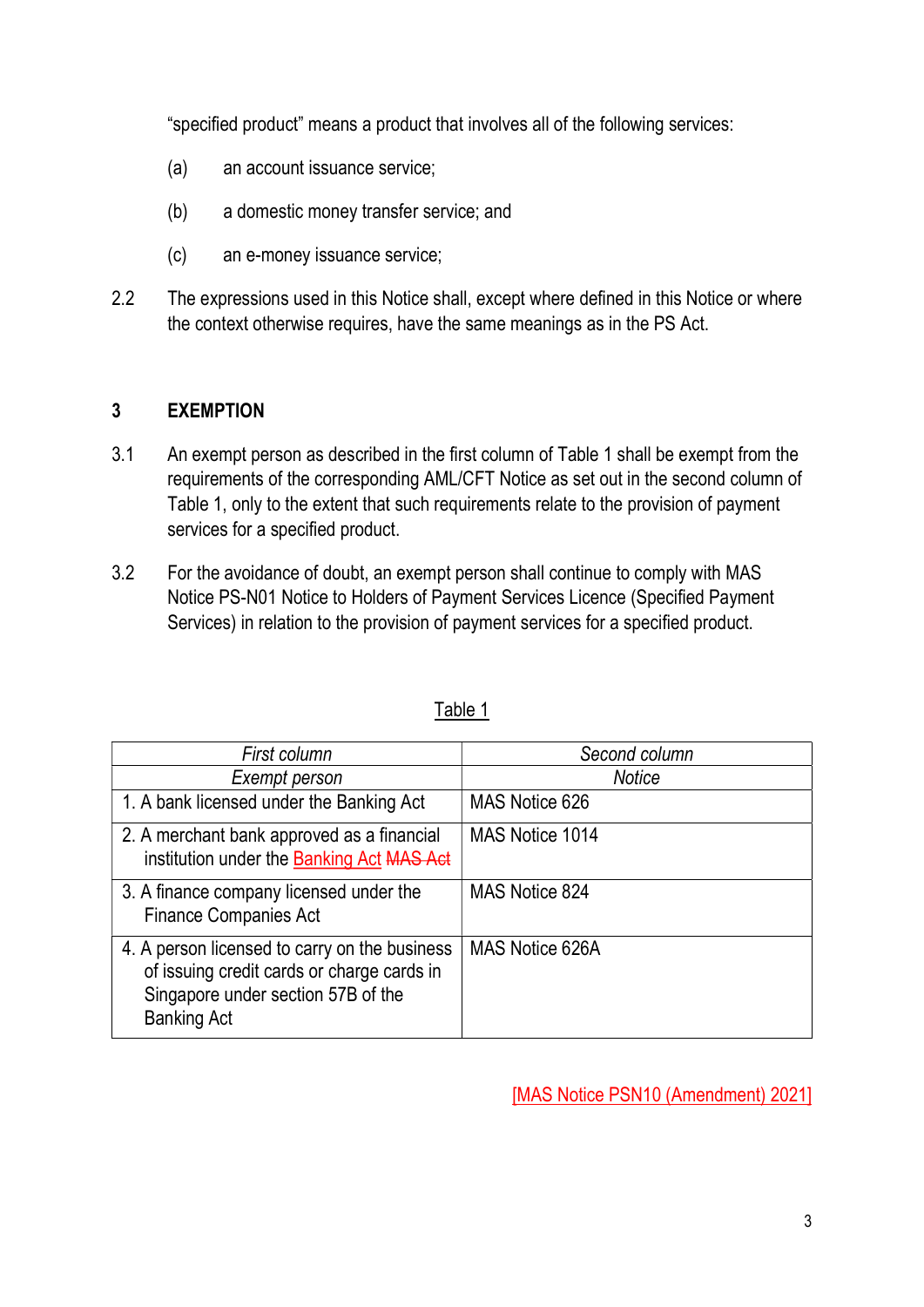"specified product" means a product that involves all of the following services:

(a) an account issuance service;

(b) a domestic money transfer service; and

(c) an e-money issuance service;

2.2 The expressions used in this Notice shall, except where defined in this Notice or where the context otherwise requires, have the same meanings as in the PS Act.

## 3 EXEMPTION

3.1 An exempt person as described in the first column of Table 1 shall be exempt from the requirements of the corresponding AML/CFT Notice as set out in the second column of Table 1, only to the extent that such requirements relate to the provision of payment services for a specified product.

3.2 For the avoidance of doubt, an exempt person shall continue to comply with MAS Notice PS-N01 Notice to Holders of Payment Services Licence (Specified Payment Services) in relation to the provision of payment services for a specified product.

Table 1

| *First column* | *Second column* |
|---|---|
| *Exempt person* | *Notice* |
| 1. A bank licensed under the Banking Act | MAS Notice 626 |
| 2. A merchant bank approved as a financial institution under the Banking Act ~~MAS Act~~ | MAS Notice 1014 |
| 3. A finance company licensed under the Finance Companies Act | MAS Notice 824 |
| 4. A person licensed to carry on the business of issuing credit cards or charge cards in Singapore under section 57B of the Banking Act | MAS Notice 626A |

[MAS Notice PSN10 (Amendment) 2021]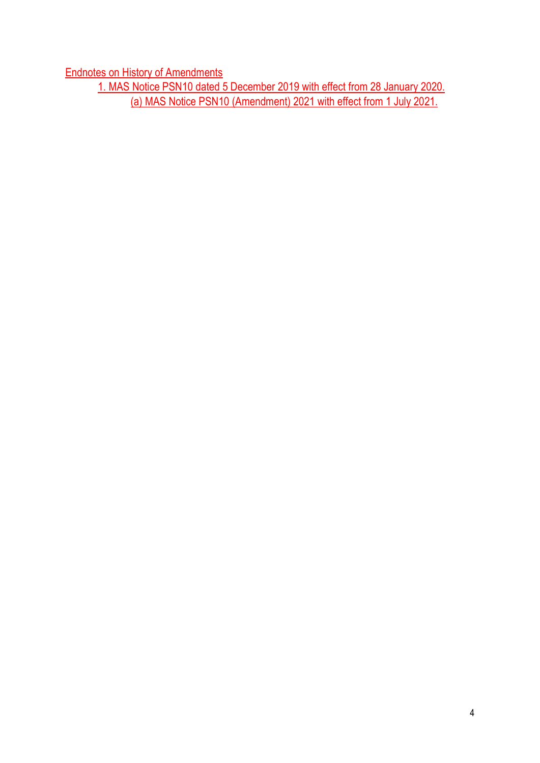Endnotes on History of Amendments

1. MAS Notice PSN10 dated 5 December 2019 with effect from 28 January 2020.
   (a) MAS Notice PSN10 (Amendment) 2021 with effect from 1 July 2021.